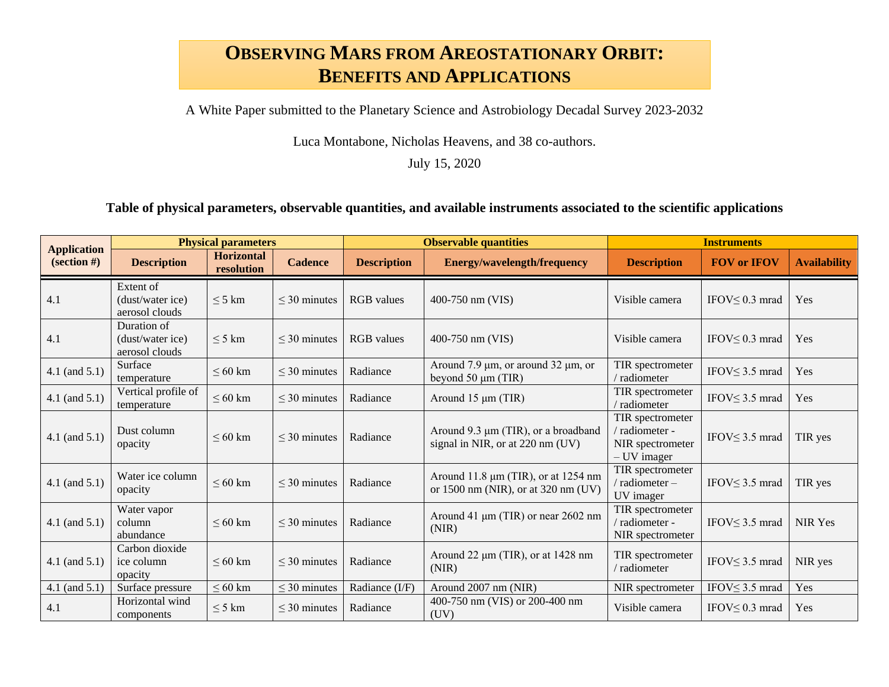# Observing Mars from Areostationary Orbit: Benefits and Applications

A White Paper submitted to the Planetary Science and Astrobiology Decadal Survey 2023-2032

Luca Montabone, Nicholas Heavens, and 38 co-authors.

July 15, 2020

**Table of physical parameters, observable quantities, and available instruments associated to the scientific applications**

| Application (section #) | Physical parameters | | | Observable quantities | | Instruments | | |
|---|---|---|---|---|---|---|---|---|
| | Description | Horizontal resolution | Cadence | Description | Energy/wavelength/frequency | Description | FOV or IFOV | Availability |
| 4.1 | Extent of (dust/water ice) aerosol clouds | ≤ 5 km | ≤ 30 minutes | RGB values | 400-750 nm (VIS) | Visible camera | IFOV≤ 0.3 mrad | Yes |
| 4.1 | Duration of (dust/water ice) aerosol clouds | ≤ 5 km | ≤ 30 minutes | RGB values | 400-750 nm (VIS) | Visible camera | IFOV≤ 0.3 mrad | Yes |
| 4.1 (and 5.1) | Surface temperature | ≤ 60 km | ≤ 30 minutes | Radiance | Around 7.9 μm, or around 32 μm, or beyond 50 μm (TIR) | TIR spectrometer / radiometer | IFOV≤ 3.5 mrad | Yes |
| 4.1 (and 5.1) | Vertical profile of temperature | ≤ 60 km | ≤ 30 minutes | Radiance | Around 15 μm (TIR) | TIR spectrometer / radiometer | IFOV≤ 3.5 mrad | Yes |
| 4.1 (and 5.1) | Dust column opacity | ≤ 60 km | ≤ 30 minutes | Radiance | Around 9.3 μm (TIR), or a broadband signal in NIR, or at 220 nm (UV) | TIR spectrometer / radiometer - NIR spectrometer – UV imager | IFOV≤ 3.5 mrad | TIR yes |
| 4.1 (and 5.1) | Water ice column opacity | ≤ 60 km | ≤ 30 minutes | Radiance | Around 11.8 μm (TIR), or at 1254 nm or 1500 nm (NIR), or at 320 nm (UV) | TIR spectrometer / radiometer – UV imager | IFOV≤ 3.5 mrad | TIR yes |
| 4.1 (and 5.1) | Water vapor column abundance | ≤ 60 km | ≤ 30 minutes | Radiance | Around 41 μm (TIR) or near 2602 nm (NIR) | TIR spectrometer / radiometer - NIR spectrometer | IFOV≤ 3.5 mrad | NIR Yes |
| 4.1 (and 5.1) | Carbon dioxide ice column opacity | ≤ 60 km | ≤ 30 minutes | Radiance | Around 22 μm (TIR), or at 1428 nm (NIR) | TIR spectrometer / radiometer | IFOV≤ 3.5 mrad | NIR yes |
| 4.1 (and 5.1) | Surface pressure | ≤ 60 km | ≤ 30 minutes | Radiance (I/F) | Around 2007 nm (NIR) | NIR spectrometer | IFOV≤ 3.5 mrad | Yes |
| 4.1 | Horizontal wind components | ≤ 5 km | ≤ 30 minutes | Radiance | 400-750 nm (VIS) or 200-400 nm (UV) | Visible camera | IFOV≤ 0.3 mrad | Yes |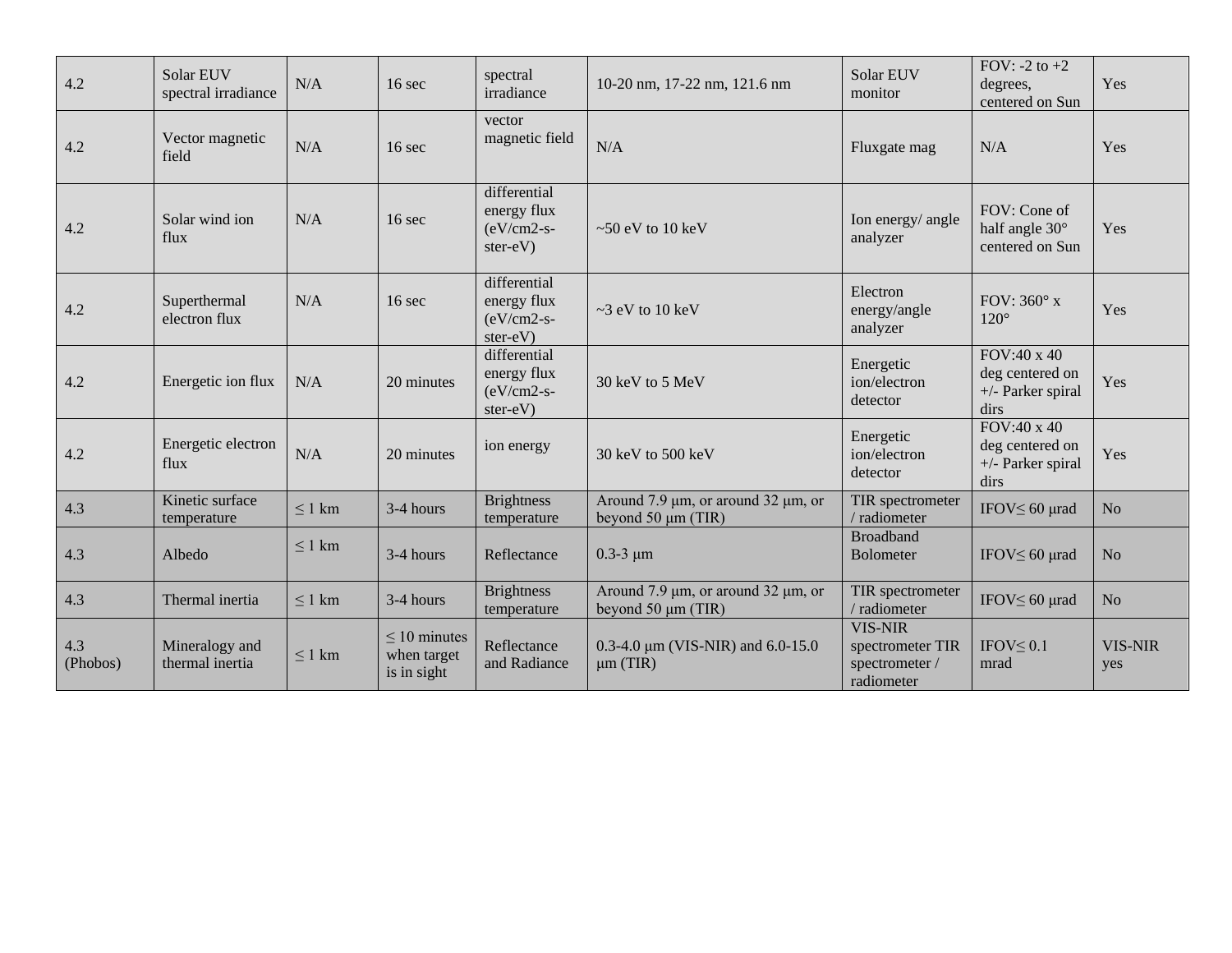| | | | | | | | | |
|---|---|---|---|---|---|---|---|---|
| 4.2 | Solar EUV spectral irradiance | N/A | 16 sec | spectral irradiance | 10-20 nm, 17-22 nm, 121.6 nm | Solar EUV monitor | FOV: -2 to +2 degrees, centered on Sun | Yes |
| 4.2 | Vector magnetic field | N/A | 16 sec | vector magnetic field | N/A | Fluxgate mag | N/A | Yes |
| 4.2 | Solar wind ion flux | N/A | 16 sec | differential energy flux (eV/cm2-s-ster-eV) | ~50 eV to 10 keV | Ion energy/ angle analyzer | FOV: Cone of half angle 30° centered on Sun | Yes |
| 4.2 | Superthermal electron flux | N/A | 16 sec | differential energy flux (eV/cm2-s-ster-eV) | ~3 eV to 10 keV | Electron energy/angle analyzer | FOV: 360° x 120° | Yes |
| 4.2 | Energetic ion flux | N/A | 20 minutes | differential energy flux (eV/cm2-s-ster-eV) | 30 keV to 5 MeV | Energetic ion/electron detector | FOV:40 x 40 deg centered on +/- Parker spiral dirs | Yes |
| 4.2 | Energetic electron flux | N/A | 20 minutes | ion energy | 30 keV to 500 keV | Energetic ion/electron detector | FOV:40 x 40 deg centered on +/- Parker spiral dirs | Yes |
| 4.3 | Kinetic surface temperature | ≤ 1 km | 3-4 hours | Brightness temperature | Around 7.9 µm, or around 32 µm, or beyond 50 µm (TIR) | TIR spectrometer / radiometer | IFOV≤ 60 µrad | No |
| 4.3 | Albedo | ≤ 1 km | 3-4 hours | Reflectance | 0.3-3 µm | Broadband Bolometer | IFOV≤ 60 µrad | No |
| 4.3 | Thermal inertia | ≤ 1 km | 3-4 hours | Brightness temperature | Around 7.9 µm, or around 32 µm, or beyond 50 µm (TIR) | TIR spectrometer / radiometer | IFOV≤ 60 µrad | No |
| 4.3 (Phobos) | Mineralogy and thermal inertia | ≤ 1 km | ≤ 10 minutes when target is in sight | Reflectance and Radiance | 0.3-4.0 µm (VIS-NIR) and 6.0-15.0 µm (TIR) | VIS-NIR spectrometer TIR spectrometer / radiometer | IFOV≤ 0.1 mrad | VIS-NIR yes |